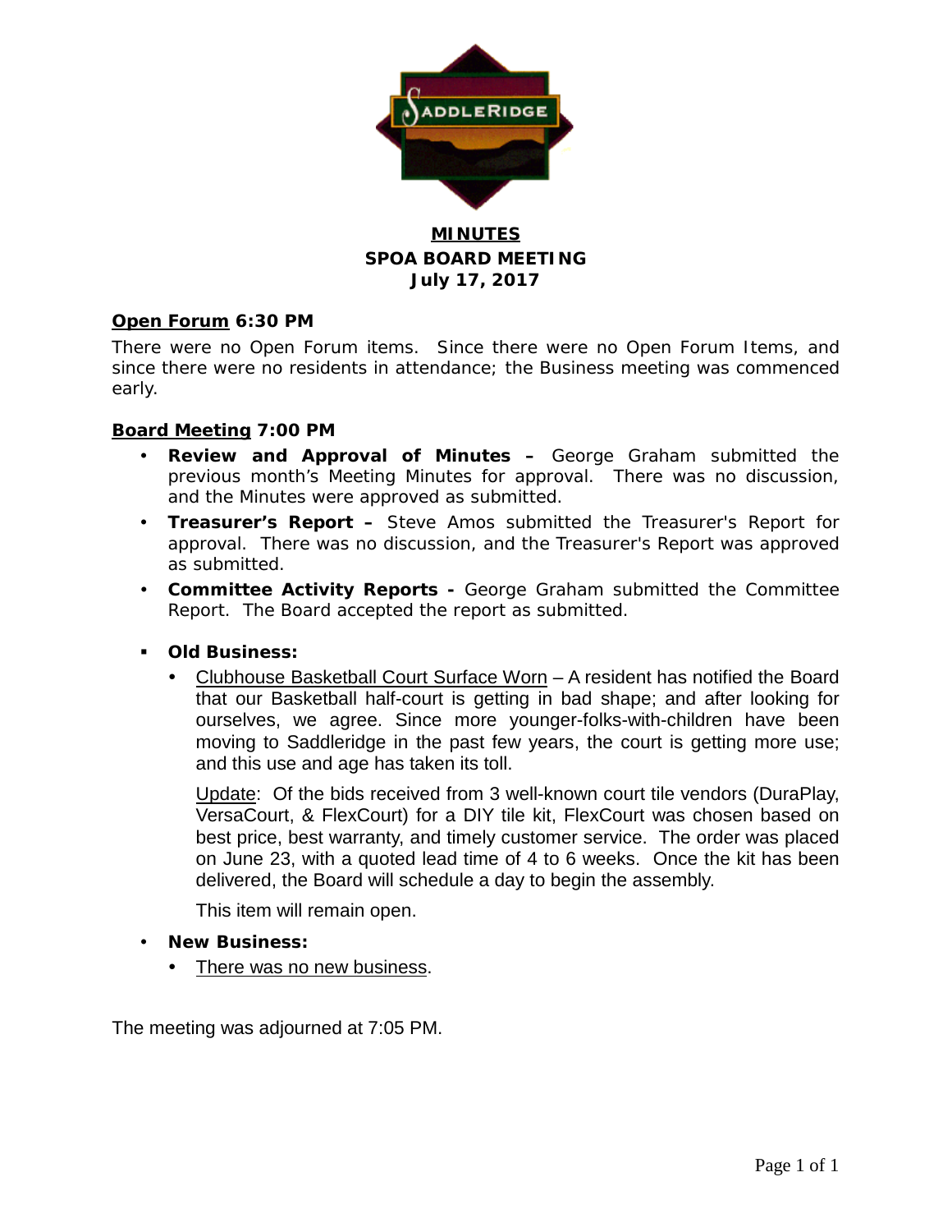# MINUTES

## SPOA BOARD MEETING

## July 17, 2017

**Open Forum 6:30 PM**

There were no Open Forum items. Since there were no Open Forum Items, and since there were no residents in attendance; the Business meeting was commenced early.

**Board Meeting 7:00 PM**

- **Review and Approval of Minutes –** George Graham submitted the previous month's Meeting Minutes for approval. There was no discussion, and the Minutes were approved as submitted.
- **Treasurer's Report –** Steve Amos submitted the Treasurer's Report for approval. There was no discussion, and the Treasurer's Report was approved as submitted.
- **Committee Activity Reports -** George Graham submitted the Committee Report. The Board accepted the report as submitted.

- **Old Business:**
  - Clubhouse Basketball Court Surface Worn – A resident has notified the Board that our Basketball half-court is getting in bad shape; and after looking for ourselves, we agree. Since more younger-folks-with-children have been moving to Saddleridge in the past few years, the court is getting more use; and this use and age has taken its toll.

    Update: Of the bids received from 3 well-known court tile vendors (DuraPlay, VersaCourt, & FlexCourt) for a DIY tile kit, FlexCourt was chosen based on best price, best warranty, and timely customer service. The order was placed on June 23, with a quoted lead time of 4 to 6 weeks. Once the kit has been delivered, the Board will schedule a day to begin the assembly.

    This item will remain open.

- **New Business:**
  - There was no new business.

The meeting was adjourned at 7:05 PM.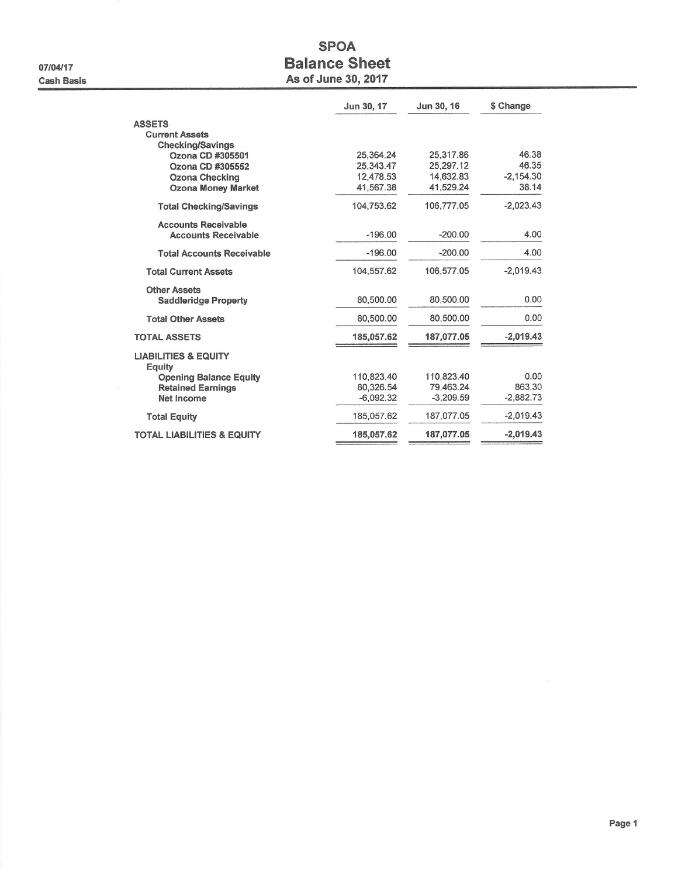07/04/17

Cash Basis

# SPOA
## Balance Sheet
### As of June 30, 2017

| | Jun 30, 17 | Jun 30, 16 | $ Change |
|---|---|---|---|
| **ASSETS** | | | |
| **Current Assets** | | | |
| **Checking/Savings** | | | |
| **Ozona CD #305501** | 25,364.24 | 25,317.86 | 46.38 |
| **Ozona CD #305552** | 25,343.47 | 25,297.12 | 46.35 |
| **Ozona Checking** | 12,478.53 | 14,632.83 | -2,154.30 |
| **Ozona Money Market** | 41,567.38 | 41,529.24 | 38.14 |
| **Total Checking/Savings** | 104,753.62 | 106,777.05 | -2,023.43 |
| **Accounts Receivable** | | | |
| **Accounts Receivable** | -196.00 | -200.00 | 4.00 |
| **Total Accounts Receivable** | -196.00 | -200.00 | 4.00 |
| **Total Current Assets** | 104,557.62 | 106,577.05 | -2,019.43 |
| **Other Assets** | | | |
| **Saddleridge Property** | 80,500.00 | 80,500.00 | 0.00 |
| **Total Other Assets** | 80,500.00 | 80,500.00 | 0.00 |
| **TOTAL ASSETS** | **185,057.62** | **187,077.05** | **-2,019.43** |
| **LIABILITIES & EQUITY** | | | |
| **Equity** | | | |
| **Opening Balance Equity** | 110,823.40 | 110,823.40 | 0.00 |
| **Retained Earnings** | 80,326.54 | 79,463.24 | 863.30 |
| **Net Income** | -6,092.32 | -3,209.59 | -2,882.73 |
| **Total Equity** | 185,057.62 | 187,077.05 | -2,019.43 |
| **TOTAL LIABILITIES & EQUITY** | **185,057.62** | **187,077.05** | **-2,019.43** |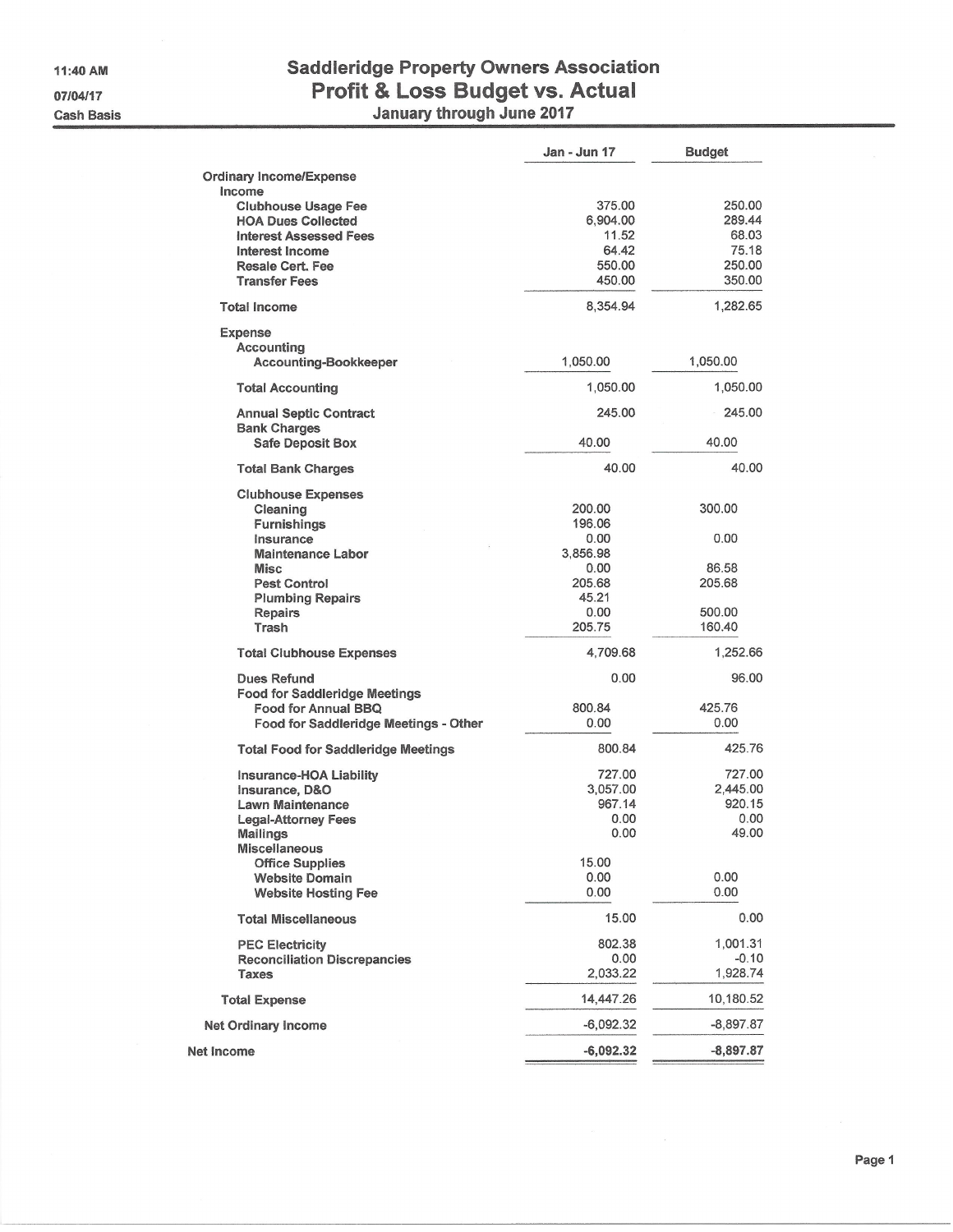11:40 AM
07/04/17
Cash Basis

# Saddleridge Property Owners Association
## Profit & Loss Budget vs. Actual
### January through June 2017

| | Jan - Jun 17 | Budget |
|---|---|---|
| **Ordinary Income/Expense** | | |
| **Income** | | |
| **Clubhouse Usage Fee** | 375.00 | 250.00 |
| **HOA Dues Collected** | 6,904.00 | 289.44 |
| **Interest Assessed Fees** | 11.52 | 68.03 |
| **Interest Income** | 64.42 | 75.18 |
| **Resale Cert. Fee** | 550.00 | 250.00 |
| **Transfer Fees** | 450.00 | 350.00 |
| **Total Income** | 8,354.94 | 1,282.65 |
| **Expense** | | |
| **Accounting** | | |
| **Accounting-Bookkeeper** | 1,050.00 | 1,050.00 |
| **Total Accounting** | 1,050.00 | 1,050.00 |
| **Annual Septic Contract** | 245.00 | 245.00 |
| **Bank Charges** | | |
| **Safe Deposit Box** | 40.00 | 40.00 |
| **Total Bank Charges** | 40.00 | 40.00 |
| **Clubhouse Expenses** | | |
| **Cleaning** | 200.00 | 300.00 |
| **Furnishings** | 196.06 | |
| **Insurance** | 0.00 | 0.00 |
| **Maintenance Labor** | 3,856.98 | |
| **Misc** | 0.00 | 86.58 |
| **Pest Control** | 205.68 | 205.68 |
| **Plumbing Repairs** | 45.21 | |
| **Repairs** | 0.00 | 500.00 |
| **Trash** | 205.75 | 160.40 |
| **Total Clubhouse Expenses** | 4,709.68 | 1,252.66 |
| **Dues Refund** | 0.00 | 96.00 |
| **Food for Saddleridge Meetings** | | |
| **Food for Annual BBQ** | 800.84 | 425.76 |
| **Food for Saddleridge Meetings - Other** | 0.00 | 0.00 |
| **Total Food for Saddleridge Meetings** | 800.84 | 425.76 |
| **Insurance-HOA Liability** | 727.00 | 727.00 |
| **Insurance, D&O** | 3,057.00 | 2,445.00 |
| **Lawn Maintenance** | 967.14 | 920.15 |
| **Legal-Attorney Fees** | 0.00 | 0.00 |
| **Mailings** | 0.00 | 49.00 |
| **Miscellaneous** | | |
| **Office Supplies** | 15.00 | |
| **Website Domain** | 0.00 | 0.00 |
| **Website Hosting Fee** | 0.00 | 0.00 |
| **Total Miscellaneous** | 15.00 | 0.00 |
| **PEC Electricity** | 802.38 | 1,001.31 |
| **Reconciliation Discrepancies** | 0.00 | -0.10 |
| **Taxes** | 2,033.22 | 1,928.74 |
| **Total Expense** | 14,447.26 | 10,180.52 |
| **Net Ordinary Income** | -6,092.32 | -8,897.87 |
| **Net Income** | -6,092.32 | -8,897.87 |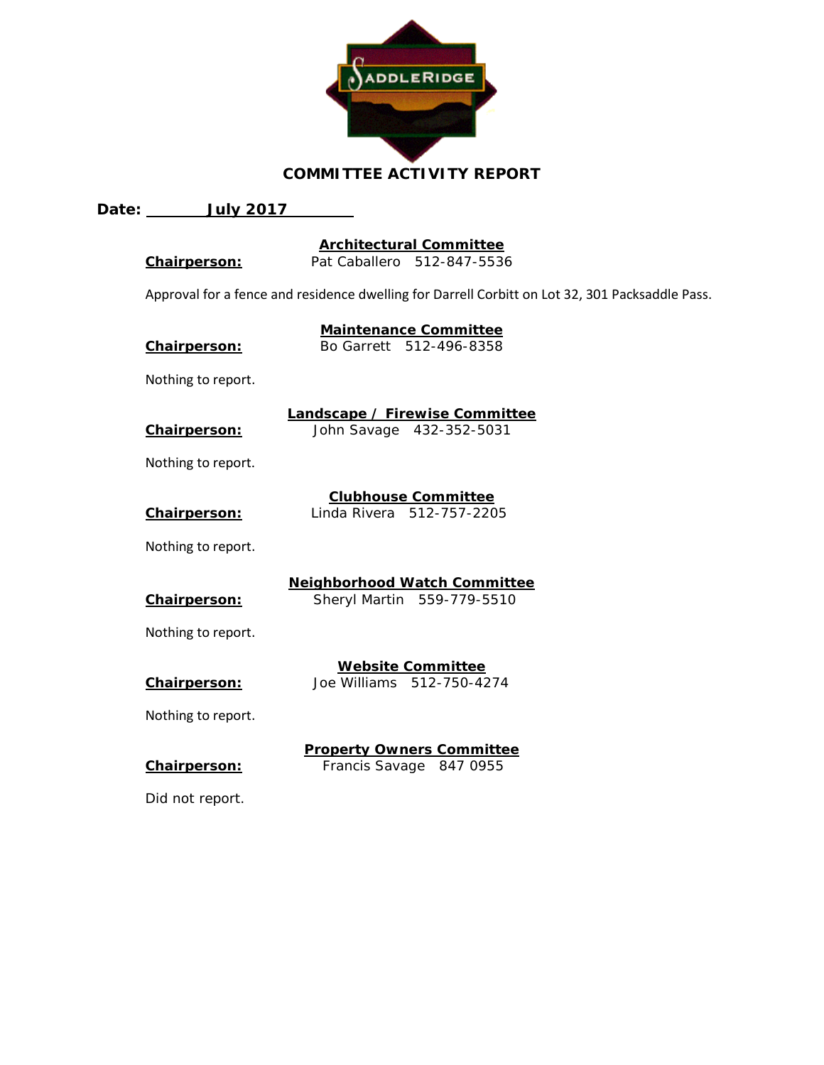# COMMITTEE ACTIVITY REPORT

**Date: July 2017**

## Architectural Committee

**Chairperson:** Pat Caballero 512-847-5536

Approval for a fence and residence dwelling for Darrell Corbitt on Lot 32, 301 Packsaddle Pass.

## Maintenance Committee

**Chairperson:** Bo Garrett 512-496-8358

Nothing to report.

## Landscape / Firewise Committee

**Chairperson:** John Savage 432-352-5031

Nothing to report.

## Clubhouse Committee

**Chairperson:** Linda Rivera 512-757-2205

Nothing to report.

## Neighborhood Watch Committee

**Chairperson:** Sheryl Martin 559-779-5510

Nothing to report.

## Website Committee

**Chairperson:** Joe Williams 512-750-4274

Nothing to report.

## Property Owners Committee

**Chairperson:** Francis Savage 847 0955

Did not report.